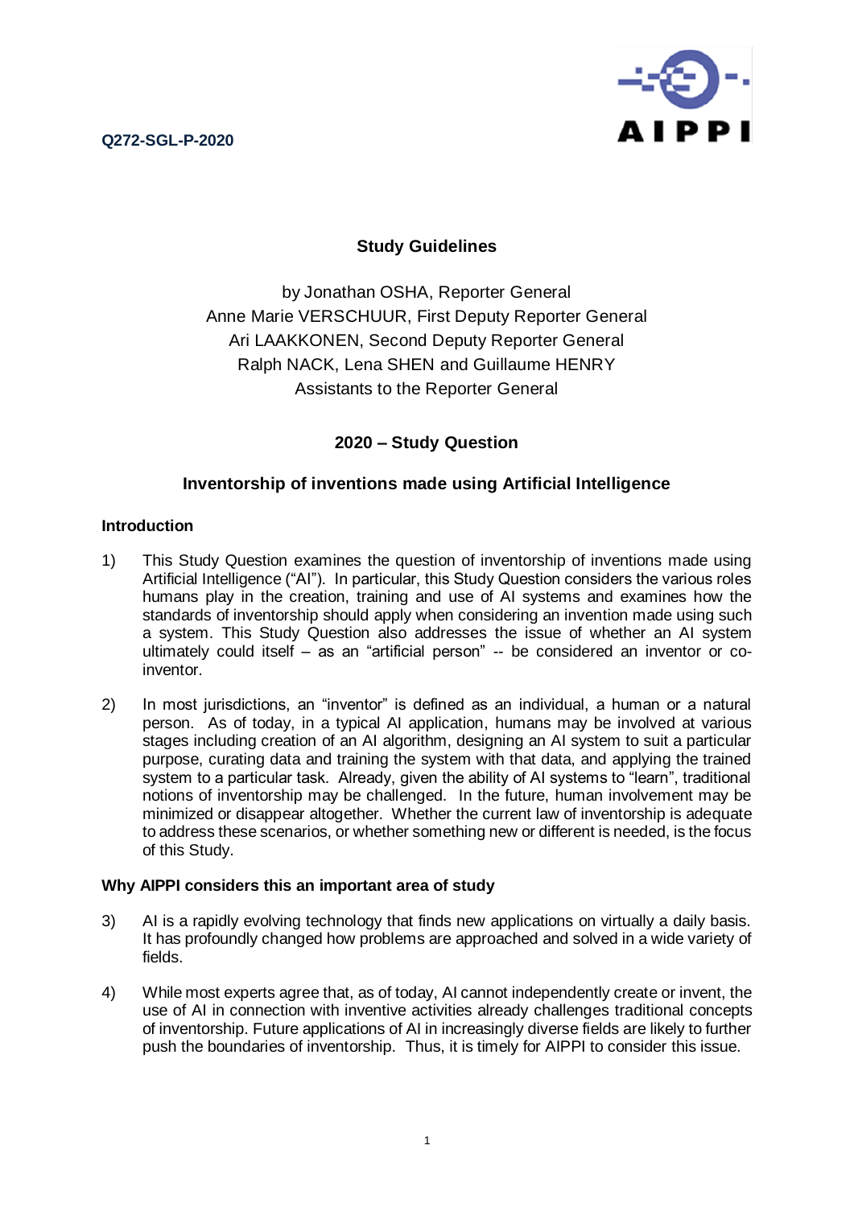Q272-SGL-P-2020

# Study Guidelines

by Jonathan OSHA, Reporter General
Anne Marie VERSCHUUR, First Deputy Reporter General
Ari LAAKKONEN, Second Deputy Reporter General
Ralph NACK, Lena SHEN and Guillaume HENRY
Assistants to the Reporter General

## 2020 – Study Question

## Inventorship of inventions made using Artificial Intelligence

### Introduction

1) This Study Question examines the question of inventorship of inventions made using Artificial Intelligence ("AI"). In particular, this Study Question considers the various roles humans play in the creation, training and use of AI systems and examines how the standards of inventorship should apply when considering an invention made using such a system. This Study Question also addresses the issue of whether an AI system ultimately could itself – as an "artificial person" -- be considered an inventor or co-inventor.

2) In most jurisdictions, an "inventor" is defined as an individual, a human or a natural person. As of today, in a typical AI application, humans may be involved at various stages including creation of an AI algorithm, designing an AI system to suit a particular purpose, curating data and training the system with that data, and applying the trained system to a particular task. Already, given the ability of AI systems to "learn", traditional notions of inventorship may be challenged. In the future, human involvement may be minimized or disappear altogether. Whether the current law of inventorship is adequate to address these scenarios, or whether something new or different is needed, is the focus of this Study.

### Why AIPPI considers this an important area of study

3) AI is a rapidly evolving technology that finds new applications on virtually a daily basis. It has profoundly changed how problems are approached and solved in a wide variety of fields.

4) While most experts agree that, as of today, AI cannot independently create or invent, the use of AI in connection with inventive activities already challenges traditional concepts of inventorship. Future applications of AI in increasingly diverse fields are likely to further push the boundaries of inventorship. Thus, it is timely for AIPPI to consider this issue.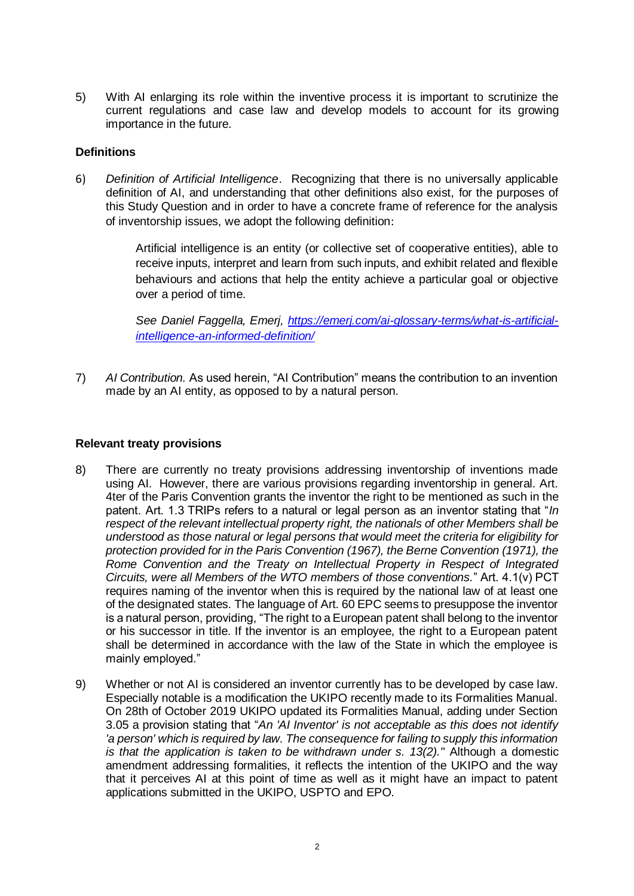5) With AI enlarging its role within the inventive process it is important to scrutinize the current regulations and case law and develop models to account for its growing importance in the future.

**Definitions**

6) *Definition of Artificial Intelligence*. Recognizing that there is no universally applicable definition of AI, and understanding that other definitions also exist, for the purposes of this Study Question and in order to have a concrete frame of reference for the analysis of inventorship issues, we adopt the following definition:

> Artificial intelligence is an entity (or collective set of cooperative entities), able to receive inputs, interpret and learn from such inputs, and exhibit related and flexible behaviours and actions that help the entity achieve a particular goal or objective over a period of time.
>
> *See Daniel Faggella, Emerj, [https://emerj.com/ai-glossary-terms/what-is-artificial-intelligence-an-informed-definition/](https://emerj.com/ai-glossary-terms/what-is-artificial-intelligence-an-informed-definition/)*

7) *AI Contribution.* As used herein, "AI Contribution" means the contribution to an invention made by an AI entity, as opposed to by a natural person.

**Relevant treaty provisions**

8) There are currently no treaty provisions addressing inventorship of inventions made using AI. However, there are various provisions regarding inventorship in general. Art. 4ter of the Paris Convention grants the inventor the right to be mentioned as such in the patent. Art. 1.3 TRIPs refers to a natural or legal person as an inventor stating that "*In respect of the relevant intellectual property right, the nationals of other Members shall be understood as those natural or legal persons that would meet the criteria for eligibility for protection provided for in the Paris Convention (1967), the Berne Convention (1971), the Rome Convention and the Treaty on Intellectual Property in Respect of Integrated Circuits, were all Members of the WTO members of those conventions.*" Art. 4.1(v) PCT requires naming of the inventor when this is required by the national law of at least one of the designated states. The language of Art. 60 EPC seems to presuppose the inventor is a natural person, providing, "The right to a European patent shall belong to the inventor or his successor in title. If the inventor is an employee, the right to a European patent shall be determined in accordance with the law of the State in which the employee is mainly employed."

9) Whether or not AI is considered an inventor currently has to be developed by case law. Especially notable is a modification the UKIPO recently made to its Formalities Manual. On 28th of October 2019 UKIPO updated its Formalities Manual, adding under Section 3.05 a provision stating that "*An 'AI Inventor' is not acceptable as this does not identify 'a person' which is required by law. The consequence for failing to supply this information is that the application is taken to be withdrawn under s. 13(2).*" Although a domestic amendment addressing formalities, it reflects the intention of the UKIPO and the way that it perceives AI at this point of time as well as it might have an impact to patent applications submitted in the UKIPO, USPTO and EPO.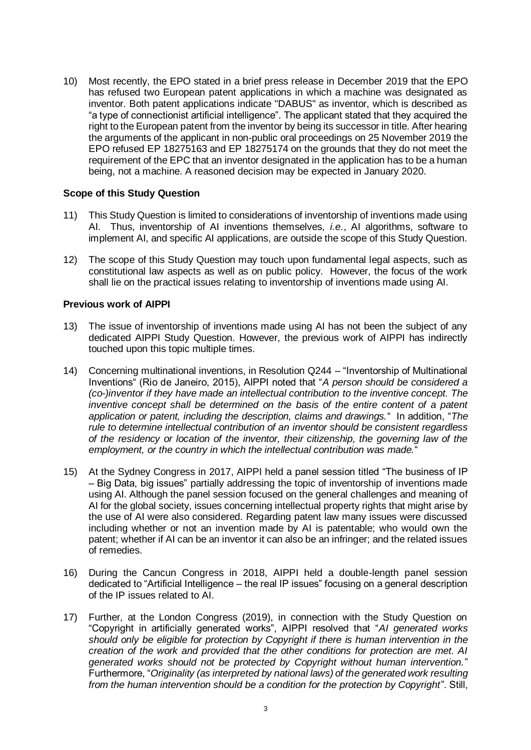10) Most recently, the EPO stated in a brief press release in December 2019 that the EPO has refused two European patent applications in which a machine was designated as inventor. Both patent applications indicate "DABUS" as inventor, which is described as "a type of connectionist artificial intelligence". The applicant stated that they acquired the right to the European patent from the inventor by being its successor in title. After hearing the arguments of the applicant in non-public oral proceedings on 25 November 2019 the EPO refused EP 18275163 and EP 18275174 on the grounds that they do not meet the requirement of the EPC that an inventor designated in the application has to be a human being, not a machine. A reasoned decision may be expected in January 2020.

**Scope of this Study Question**

11) This Study Question is limited to considerations of inventorship of inventions made using AI. Thus, inventorship of AI inventions themselves, *i.e.*, AI algorithms, software to implement AI, and specific AI applications, are outside the scope of this Study Question.

12) The scope of this Study Question may touch upon fundamental legal aspects, such as constitutional law aspects as well as on public policy. However, the focus of the work shall lie on the practical issues relating to inventorship of inventions made using AI.

**Previous work of AIPPI**

13) The issue of inventorship of inventions made using AI has not been the subject of any dedicated AIPPI Study Question. However, the previous work of AIPPI has indirectly touched upon this topic multiple times.

14) Concerning multinational inventions, in Resolution Q244 – "Inventorship of Multinational Inventions" (Rio de Janeiro, 2015), AIPPI noted that "*A person should be considered a (co-)inventor if they have made an intellectual contribution to the inventive concept. The inventive concept shall be determined on the basis of the entire content of a patent application or patent, including the description, claims and drawings.*" In addition, "*The rule to determine intellectual contribution of an inventor should be consistent regardless of the residency or location of the inventor, their citizenship, the governing law of the employment, or the country in which the intellectual contribution was made.*"

15) At the Sydney Congress in 2017, AIPPI held a panel session titled "The business of IP – Big Data, big issues" partially addressing the topic of inventorship of inventions made using AI. Although the panel session focused on the general challenges and meaning of AI for the global society, issues concerning intellectual property rights that might arise by the use of AI were also considered. Regarding patent law many issues were discussed including whether or not an invention made by AI is patentable; who would own the patent; whether if AI can be an inventor it can also be an infringer; and the related issues of remedies.

16) During the Cancun Congress in 2018, AIPPI held a double-length panel session dedicated to "Artificial Intelligence – the real IP issues" focusing on a general description of the IP issues related to AI.

17) Further, at the London Congress (2019), in connection with the Study Question on "Copyright in artificially generated works", AIPPI resolved that "*AI generated works should only be eligible for protection by Copyright if there is human intervention in the creation of the work and provided that the other conditions for protection are met. AI generated works should not be protected by Copyright without human intervention.*" Furthermore, "*Originality (as interpreted by national laws) of the generated work resulting from the human intervention should be a condition for the protection by Copyright*". Still,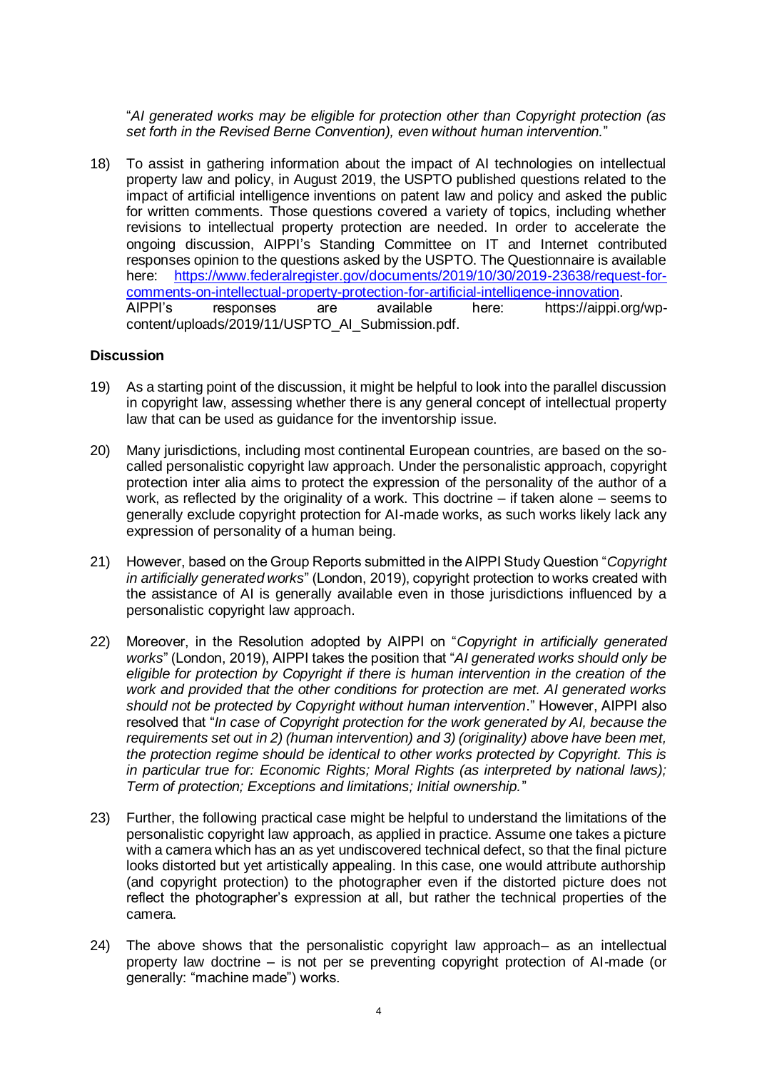"*AI generated works may be eligible for protection other than Copyright protection (as set forth in the Revised Berne Convention), even without human intervention.*"

18) To assist in gathering information about the impact of AI technologies on intellectual property law and policy, in August 2019, the USPTO published questions related to the impact of artificial intelligence inventions on patent law and policy and asked the public for written comments. Those questions covered a variety of topics, including whether revisions to intellectual property protection are needed. In order to accelerate the ongoing discussion, AIPPI's Standing Committee on IT and Internet contributed responses opinion to the questions asked by the USPTO. The Questionnaire is available here: [https://www.federalregister.gov/documents/2019/10/30/2019-23638/request-for-comments-on-intellectual-property-protection-for-artificial-intelligence-innovation](https://www.federalregister.gov/documents/2019/10/30/2019-23638/request-for-comments-on-intellectual-property-protection-for-artificial-intelligence-innovation). AIPPI's responses are available here: https://aippi.org/wp-content/uploads/2019/11/USPTO_AI_Submission.pdf.

**Discussion**

19) As a starting point of the discussion, it might be helpful to look into the parallel discussion in copyright law, assessing whether there is any general concept of intellectual property law that can be used as guidance for the inventorship issue.

20) Many jurisdictions, including most continental European countries, are based on the so-called personalistic copyright law approach. Under the personalistic approach, copyright protection inter alia aims to protect the expression of the personality of the author of a work, as reflected by the originality of a work. This doctrine – if taken alone – seems to generally exclude copyright protection for AI-made works, as such works likely lack any expression of personality of a human being.

21) However, based on the Group Reports submitted in the AIPPI Study Question "*Copyright in artificially generated works*" (London, 2019), copyright protection to works created with the assistance of AI is generally available even in those jurisdictions influenced by a personalistic copyright law approach.

22) Moreover, in the Resolution adopted by AIPPI on "*Copyright in artificially generated works*" (London, 2019), AIPPI takes the position that "*AI generated works should only be eligible for protection by Copyright if there is human intervention in the creation of the work and provided that the other conditions for protection are met. AI generated works should not be protected by Copyright without human intervention*." However, AIPPI also resolved that "*In case of Copyright protection for the work generated by AI, because the requirements set out in 2) (human intervention) and 3) (originality) above have been met, the protection regime should be identical to other works protected by Copyright. This is in particular true for: Economic Rights; Moral Rights (as interpreted by national laws); Term of protection; Exceptions and limitations; Initial ownership.*"

23) Further, the following practical case might be helpful to understand the limitations of the personalistic copyright law approach, as applied in practice. Assume one takes a picture with a camera which has an as yet undiscovered technical defect, so that the final picture looks distorted but yet artistically appealing. In this case, one would attribute authorship (and copyright protection) to the photographer even if the distorted picture does not reflect the photographer's expression at all, but rather the technical properties of the camera.

24) The above shows that the personalistic copyright law approach– as an intellectual property law doctrine – is not per se preventing copyright protection of AI-made (or generally: "machine made") works.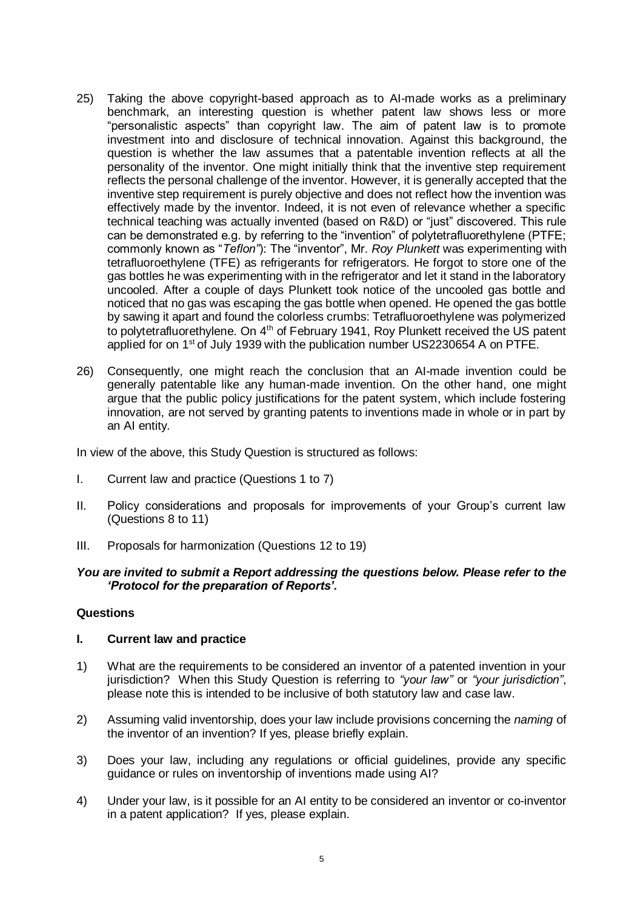25) Taking the above copyright-based approach as to AI-made works as a preliminary benchmark, an interesting question is whether patent law shows less or more "personalistic aspects" than copyright law. The aim of patent law is to promote investment into and disclosure of technical innovation. Against this background, the question is whether the law assumes that a patentable invention reflects at all the personality of the inventor. One might initially think that the inventive step requirement reflects the personal challenge of the inventor. However, it is generally accepted that the inventive step requirement is purely objective and does not reflect how the invention was effectively made by the inventor. Indeed, it is not even of relevance whether a specific technical teaching was actually invented (based on R&D) or "just" discovered. This rule can be demonstrated e.g. by referring to the "invention" of polytetrafluorethylene (PTFE; commonly known as "*Teflon*"): The "inventor", Mr. *Roy Plunkett* was experimenting with tetrafluoroethylene (TFE) as refrigerants for refrigerators. He forgot to store one of the gas bottles he was experimenting with in the refrigerator and let it stand in the laboratory uncooled. After a couple of days Plunkett took notice of the uncooled gas bottle and noticed that no gas was escaping the gas bottle when opened. He opened the gas bottle by sawing it apart and found the colorless crumbs: Tetrafluoroethylene was polymerized to polytetrafluorethylene. On 4th of February 1941, Roy Plunkett received the US patent applied for on 1st of July 1939 with the publication number US2230654 A on PTFE.

26) Consequently, one might reach the conclusion that an AI-made invention could be generally patentable like any human-made invention. On the other hand, one might argue that the public policy justifications for the patent system, which include fostering innovation, are not served by granting patents to inventions made in whole or in part by an AI entity.

In view of the above, this Study Question is structured as follows:

I. Current law and practice (Questions 1 to 7)

II. Policy considerations and proposals for improvements of your Group's current law (Questions 8 to 11)

III. Proposals for harmonization (Questions 12 to 19)

***You are invited to submit a Report addressing the questions below. Please refer to the 'Protocol for the preparation of Reports'.***

**Questions**

**I. Current law and practice**

1) What are the requirements to be considered an inventor of a patented invention in your jurisdiction? When this Study Question is referring to *"your law"* or *"your jurisdiction"*, please note this is intended to be inclusive of both statutory law and case law.

2) Assuming valid inventorship, does your law include provisions concerning the *naming* of the inventor of an invention? If yes, please briefly explain.

3) Does your law, including any regulations or official guidelines, provide any specific guidance or rules on inventorship of inventions made using AI?

4) Under your law, is it possible for an AI entity to be considered an inventor or co-inventor in a patent application? If yes, please explain.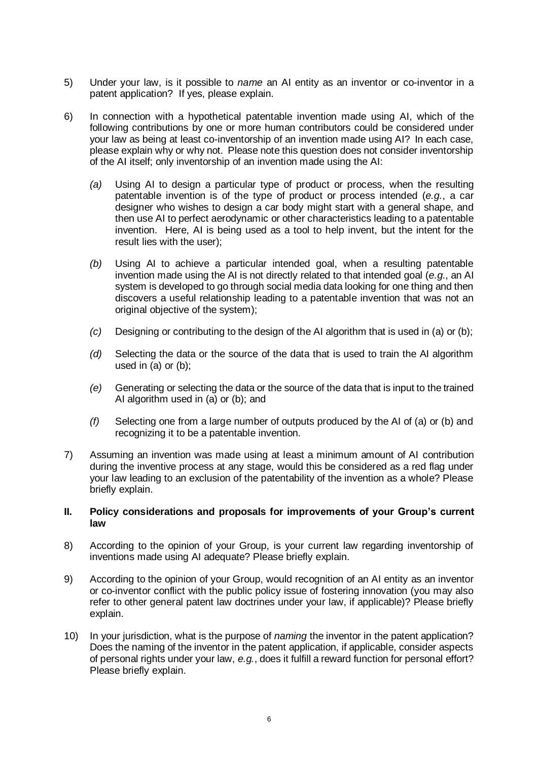5) Under your law, is it possible to *name* an AI entity as an inventor or co-inventor in a patent application? If yes, please explain.

6) In connection with a hypothetical patentable invention made using AI, which of the following contributions by one or more human contributors could be considered under your law as being at least co-inventorship of an invention made using AI? In each case, please explain why or why not. Please note this question does not consider inventorship of the AI itself; only inventorship of an invention made using the AI:

   *(a)* Using AI to design a particular type of product or process, when the resulting patentable invention is of the type of product or process intended (*e.g.*, a car designer who wishes to design a car body might start with a general shape, and then use AI to perfect aerodynamic or other characteristics leading to a patentable invention. Here, AI is being used as a tool to help invent, but the intent for the result lies with the user);

   *(b)* Using AI to achieve a particular intended goal, when a resulting patentable invention made using the AI is not directly related to that intended goal (*e.g.*, an AI system is developed to go through social media data looking for one thing and then discovers a useful relationship leading to a patentable invention that was not an original objective of the system);

   *(c)* Designing or contributing to the design of the AI algorithm that is used in (a) or (b);

   *(d)* Selecting the data or the source of the data that is used to train the AI algorithm used in (a) or (b);

   *(e)* Generating or selecting the data or the source of the data that is input to the trained AI algorithm used in (a) or (b); and

   *(f)* Selecting one from a large number of outputs produced by the AI of (a) or (b) and recognizing it to be a patentable invention.

7) Assuming an invention was made using at least a minimum amount of AI contribution during the inventive process at any stage, would this be considered as a red flag under your law leading to an exclusion of the patentability of the invention as a whole? Please briefly explain.

## II. Policy considerations and proposals for improvements of your Group's current law

8) According to the opinion of your Group, is your current law regarding inventorship of inventions made using AI adequate? Please briefly explain.

9) According to the opinion of your Group, would recognition of an AI entity as an inventor or co-inventor conflict with the public policy issue of fostering innovation (you may also refer to other general patent law doctrines under your law, if applicable)? Please briefly explain.

10) In your jurisdiction, what is the purpose of *naming* the inventor in the patent application? Does the naming of the inventor in the patent application, if applicable, consider aspects of personal rights under your law, *e.g.*, does it fulfill a reward function for personal effort? Please briefly explain.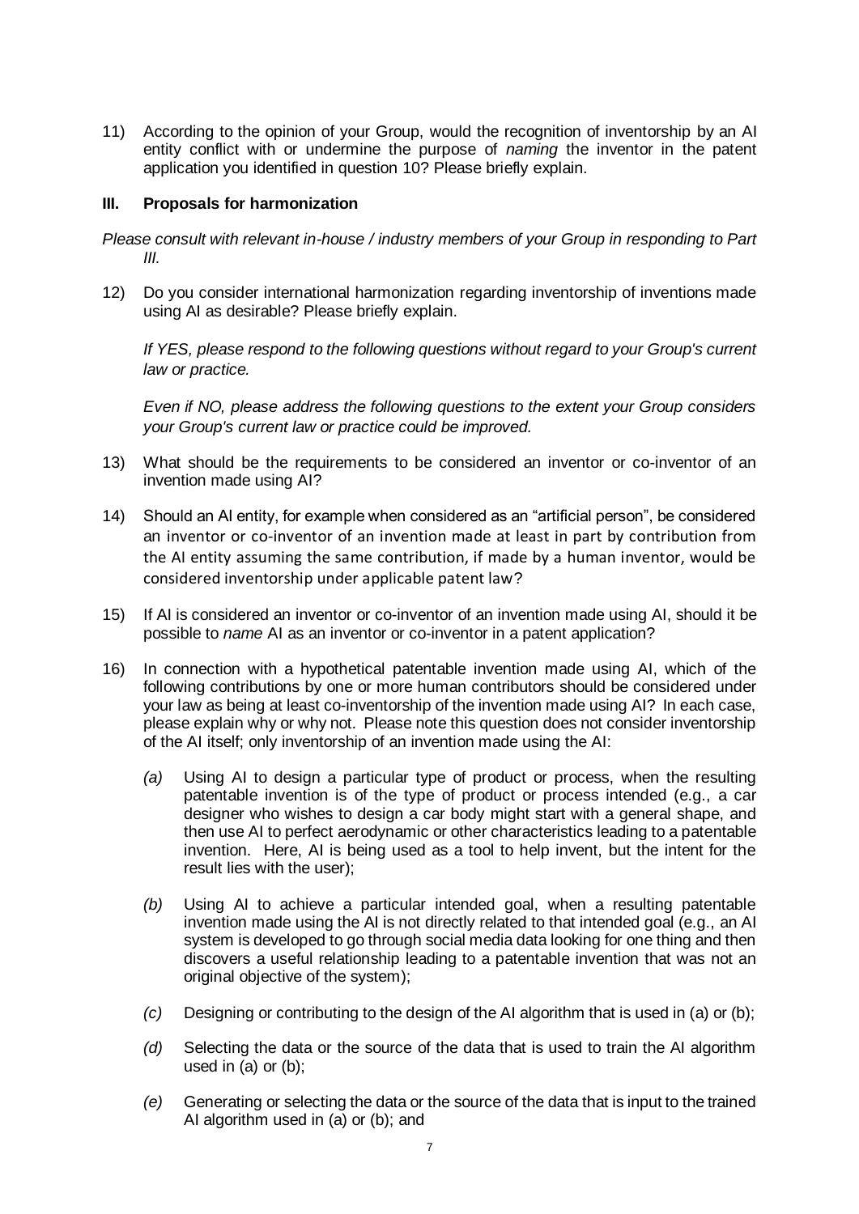11) According to the opinion of your Group, would the recognition of inventorship by an AI entity conflict with or undermine the purpose of *naming* the inventor in the patent application you identified in question 10? Please briefly explain.

## III. Proposals for harmonization

*Please consult with relevant in-house / industry members of your Group in responding to Part III.*

12) Do you consider international harmonization regarding inventorship of inventions made using AI as desirable? Please briefly explain.

    *If YES, please respond to the following questions without regard to your Group's current law or practice.*

    *Even if NO, please address the following questions to the extent your Group considers your Group's current law or practice could be improved.*

13) What should be the requirements to be considered an inventor or co-inventor of an invention made using AI?

14) Should an AI entity, for example when considered as an "artificial person", be considered an inventor or co-inventor of an invention made at least in part by contribution from the AI entity assuming the same contribution, if made by a human inventor, would be considered inventorship under applicable patent law?

15) If AI is considered an inventor or co-inventor of an invention made using AI, should it be possible to *name* AI as an inventor or co-inventor in a patent application?

16) In connection with a hypothetical patentable invention made using AI, which of the following contributions by one or more human contributors should be considered under your law as being at least co-inventorship of the invention made using AI? In each case, please explain why or why not. Please note this question does not consider inventorship of the AI itself; only inventorship of an invention made using the AI:

    *(a)* Using AI to design a particular type of product or process, when the resulting patentable invention is of the type of product or process intended (e.g., a car designer who wishes to design a car body might start with a general shape, and then use AI to perfect aerodynamic or other characteristics leading to a patentable invention. Here, AI is being used as a tool to help invent, but the intent for the result lies with the user);

    *(b)* Using AI to achieve a particular intended goal, when a resulting patentable invention made using the AI is not directly related to that intended goal (e.g., an AI system is developed to go through social media data looking for one thing and then discovers a useful relationship leading to a patentable invention that was not an original objective of the system);

    *(c)* Designing or contributing to the design of the AI algorithm that is used in (a) or (b);

    *(d)* Selecting the data or the source of the data that is used to train the AI algorithm used in (a) or (b);

    *(e)* Generating or selecting the data or the source of the data that is input to the trained AI algorithm used in (a) or (b); and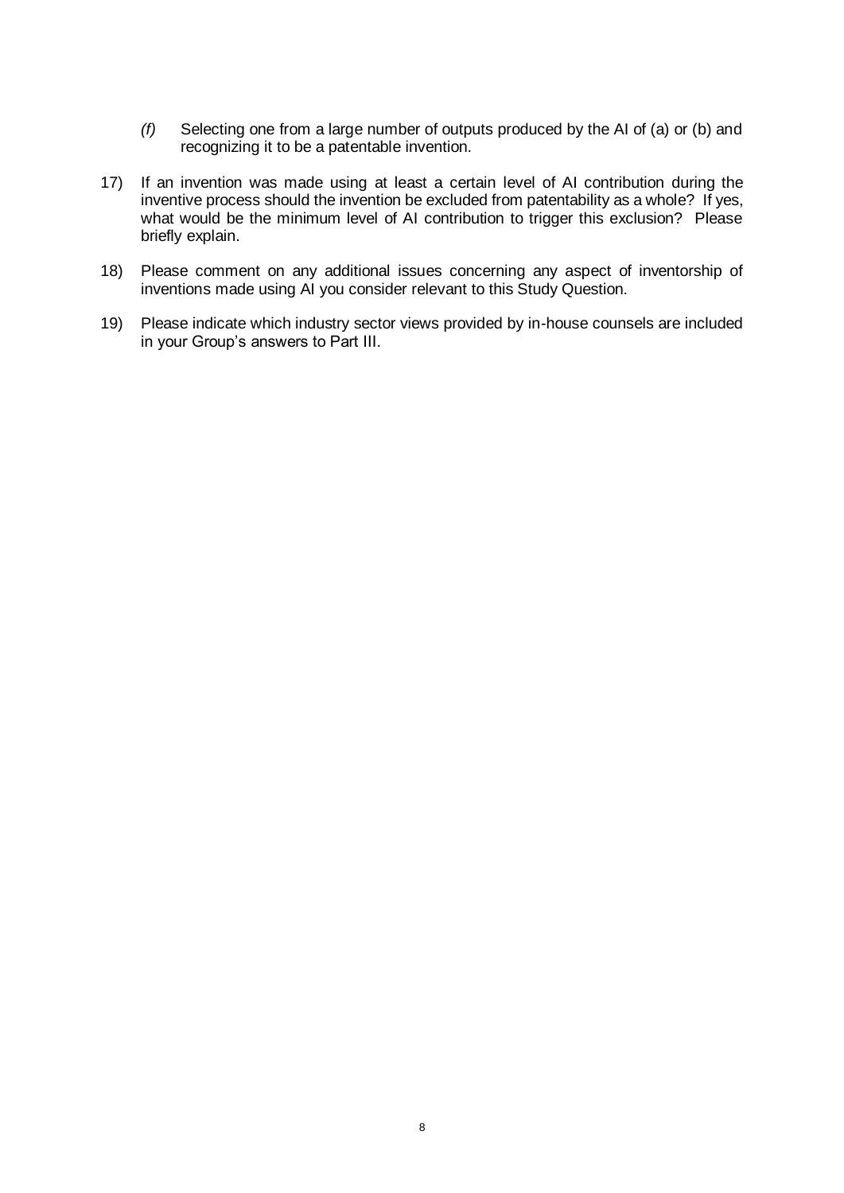*(f)* Selecting one from a large number of outputs produced by the AI of (a) or (b) and recognizing it to be a patentable invention.

17) If an invention was made using at least a certain level of AI contribution during the inventive process should the invention be excluded from patentability as a whole? If yes, what would be the minimum level of AI contribution to trigger this exclusion? Please briefly explain.

18) Please comment on any additional issues concerning any aspect of inventorship of inventions made using AI you consider relevant to this Study Question.

19) Please indicate which industry sector views provided by in-house counsels are included in your Group's answers to Part III.